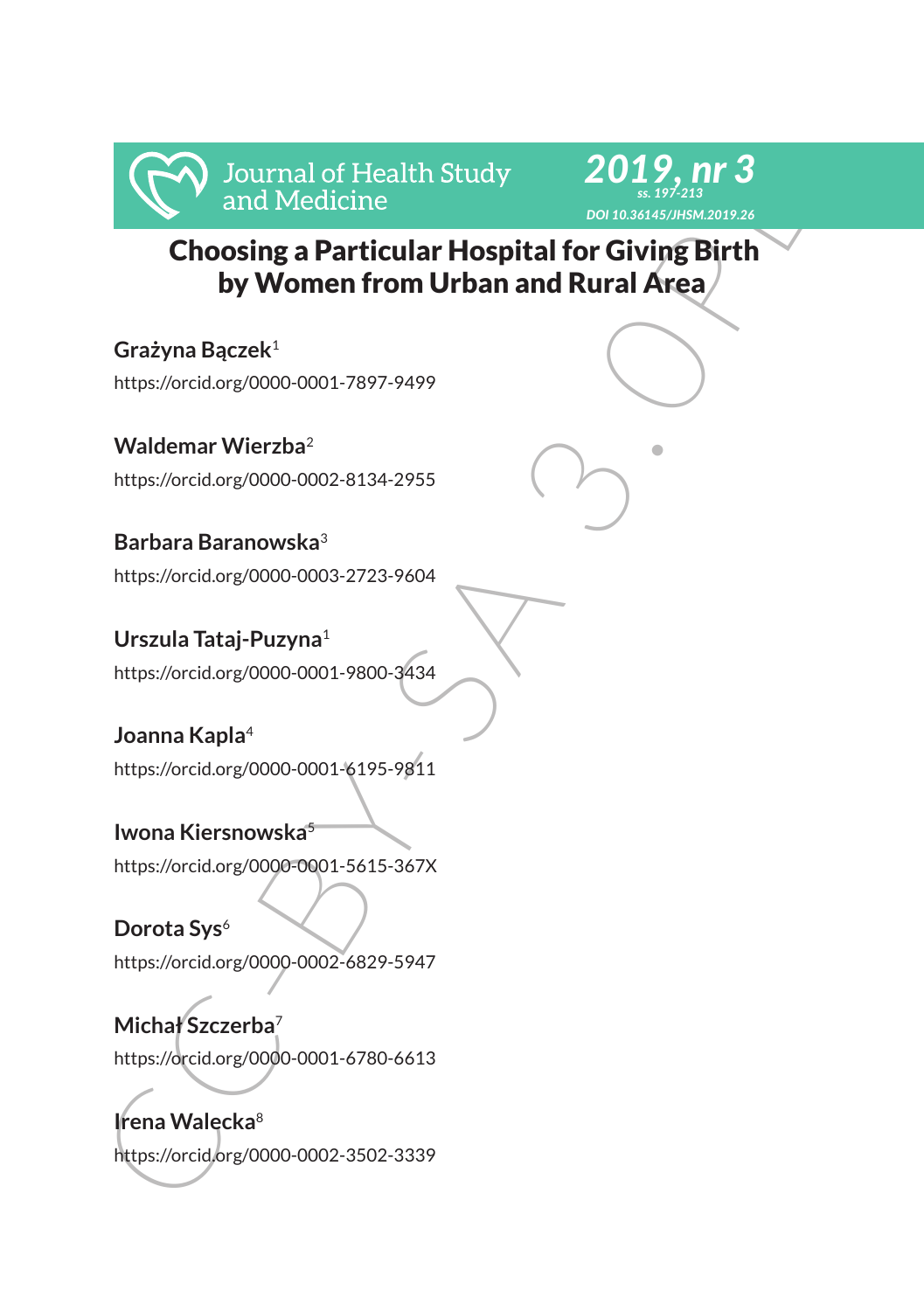# Choosing a Particular Hospital for Giving Birth by Women from Urban and Rural Area

**Grażyna Bączek**[1]
https://orcid.org/0000-0001-7897-9499

**Waldemar Wierzba**[2]
https://orcid.org/0000-0002-8134-2955

**Barbara Baranowska**[3]
https://orcid.org/0000-0003-2723-9604

**Urszula Tataj-Puzyna**[1]
https://orcid.org/0000-0001-9800-3434

**Joanna Kapla**[4]
https://orcid.org/0000-0001-6195-9811

**Iwona Kiersnowska**[5]
https://orcid.org/0000-0001-5615-367X

**Dorota Sys**[6]
https://orcid.org/0000-0002-6829-5947

**Michał Szczerba**[7]
https://orcid.org/0000-0001-6780-6613

**Irena Walecka**[8]
https://orcid.org/0000-0002-3502-3339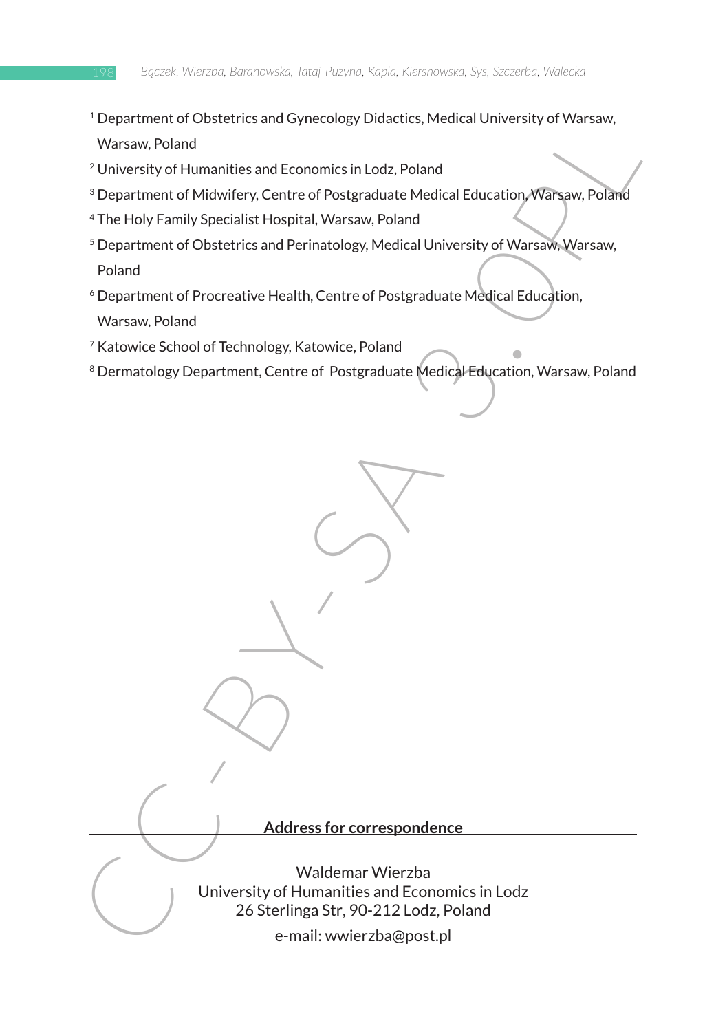[1] Department of Obstetrics and Gynecology Didactics, Medical University of Warsaw, Warsaw, Poland

[2] University of Humanities and Economics in Lodz, Poland

[3] Department of Midwifery, Centre of Postgraduate Medical Education, Warsaw, Poland

[4] The Holy Family Specialist Hospital, Warsaw, Poland

[5] Department of Obstetrics and Perinatology, Medical University of Warsaw, Warsaw, Poland

[6] Department of Procreative Health, Centre of Postgraduate Medical Education, Warsaw, Poland

[7] Katowice School of Technology, Katowice, Poland

[8] Dermatology Department, Centre of Postgraduate Medical Education, Warsaw, Poland

**Address for correspondence**

Waldemar Wierzba
University of Humanities and Economics in Lodz
26 Sterlinga Str, 90-212 Lodz, Poland
e-mail: wwierzba@post.pl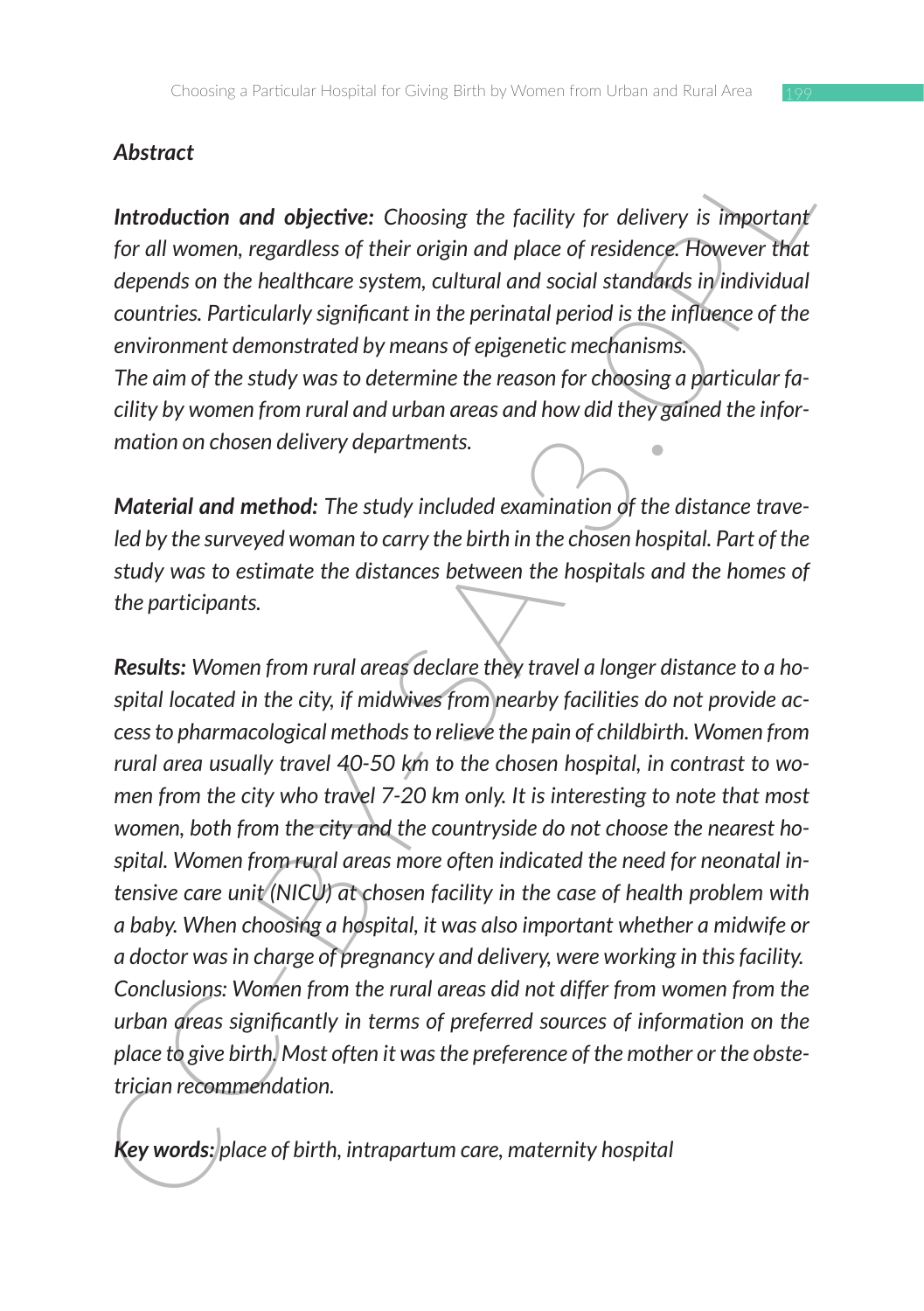## Abstract

***Introduction and objective:*** *Choosing the facility for delivery is important for all women, regardless of their origin and place of residence. However that depends on the healthcare system, cultural and social standards in individual countries. Particularly significant in the perinatal period is the influence of the environment demonstrated by means of epigenetic mechanisms.*

*The aim of the study was to determine the reason for choosing a particular facility by women from rural and urban areas and how did they gained the information on chosen delivery departments.*

***Material and method:*** *The study included examination of the distance traveled by the surveyed woman to carry the birth in the chosen hospital. Part of the study was to estimate the distances between the hospitals and the homes of the participants.*

***Results:*** *Women from rural areas declare they travel a longer distance to a hospital located in the city, if midwives from nearby facilities do not provide access to pharmacological methods to relieve the pain of childbirth. Women from rural area usually travel 40-50 km to the chosen hospital, in contrast to women from the city who travel 7-20 km only. It is interesting to note that most women, both from the city and the countryside do not choose the nearest hospital. Women from rural areas more often indicated the need for neonatal intensive care unit (NICU) at chosen facility in the case of health problem with a baby. When choosing a hospital, it was also important whether a midwife or a doctor was in charge of pregnancy and delivery, were working in this facility.*

*Conclusions: Women from the rural areas did not differ from women from the urban areas significantly in terms of preferred sources of information on the place to give birth. Most often it was the preference of the mother or the obstetrician recommendation.*

***Key words:*** *place of birth, intrapartum care, maternity hospital*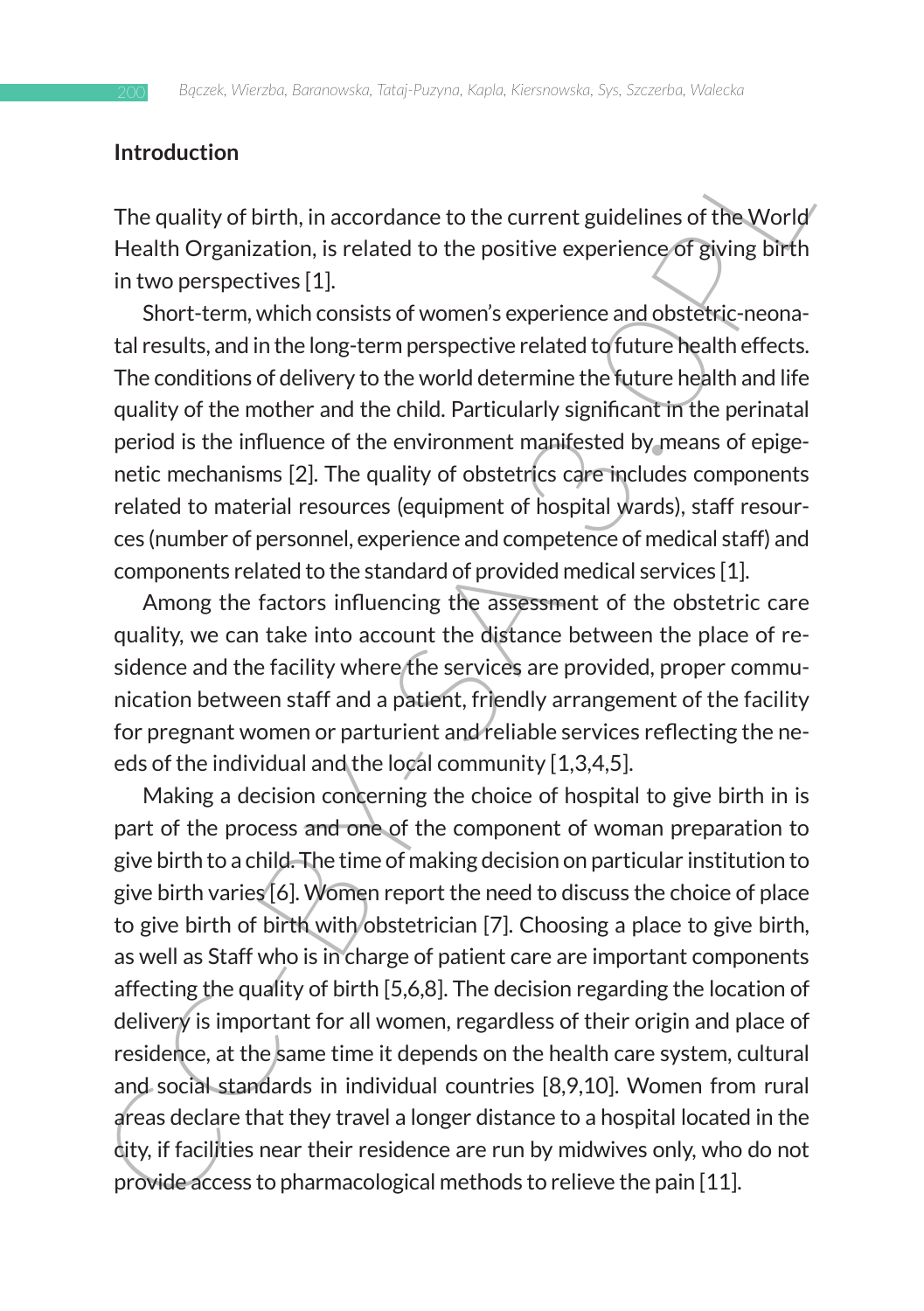## Introduction

The quality of birth, in accordance to the current guidelines of the World Health Organization, is related to the positive experience of giving birth in two perspectives [1].

Short-term, which consists of women's experience and obstetric-neonatal results, and in the long-term perspective related to future health effects. The conditions of delivery to the world determine the future health and life quality of the mother and the child. Particularly significant in the perinatal period is the influence of the environment manifested by means of epigenetic mechanisms [2]. The quality of obstetrics care includes components related to material resources (equipment of hospital wards), staff resources (number of personnel, experience and competence of medical staff) and components related to the standard of provided medical services [1].

Among the factors influencing the assessment of the obstetric care quality, we can take into account the distance between the place of residence and the facility where the services are provided, proper communication between staff and a patient, friendly arrangement of the facility for pregnant women or parturient and reliable services reflecting the needs of the individual and the local community [1,3,4,5].

Making a decision concerning the choice of hospital to give birth in is part of the process and one of the component of woman preparation to give birth to a child. The time of making decision on particular institution to give birth varies [6]. Women report the need to discuss the choice of place to give birth of birth with obstetrician [7]. Choosing a place to give birth, as well as Staff who is in charge of patient care are important components affecting the quality of birth [5,6,8]. The decision regarding the location of delivery is important for all women, regardless of their origin and place of residence, at the same time it depends on the health care system, cultural and social standards in individual countries [8,9,10]. Women from rural areas declare that they travel a longer distance to a hospital located in the city, if facilities near their residence are run by midwives only, who do not provide access to pharmacological methods to relieve the pain [11].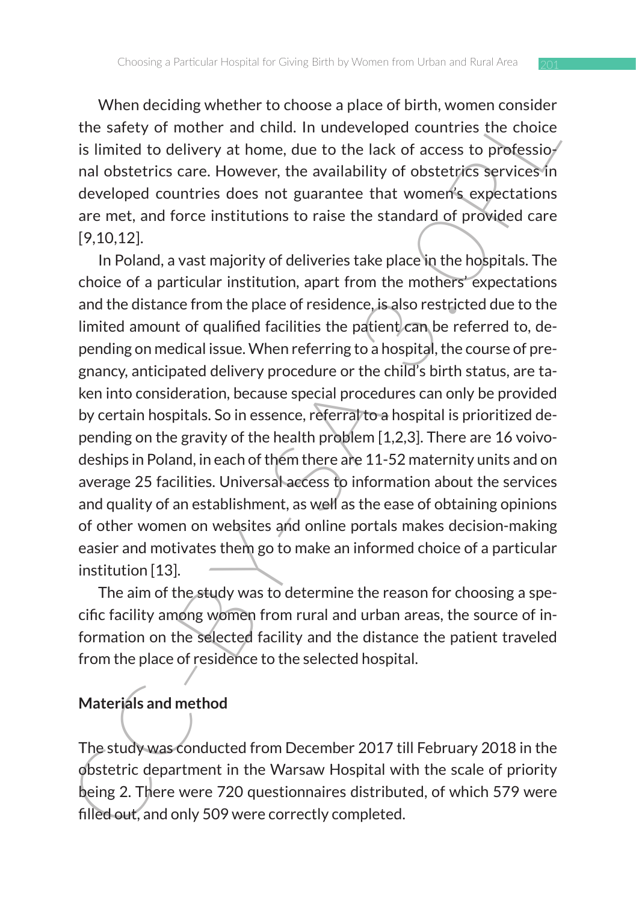When deciding whether to choose a place of birth, women consider the safety of mother and child. In undeveloped countries the choice is limited to delivery at home, due to the lack of access to professional obstetrics care. However, the availability of obstetrics services in developed countries does not guarantee that women's expectations are met, and force institutions to raise the standard of provided care [9,10,12].

In Poland, a vast majority of deliveries take place in the hospitals. The choice of a particular institution, apart from the mothers' expectations and the distance from the place of residence, is also restricted due to the limited amount of qualified facilities the patient can be referred to, depending on medical issue. When referring to a hospital, the course of pregnancy, anticipated delivery procedure or the child's birth status, are taken into consideration, because special procedures can only be provided by certain hospitals. So in essence, referral to a hospital is prioritized depending on the gravity of the health problem [1,2,3]. There are 16 voivodeships in Poland, in each of them there are 11-52 maternity units and on average 25 facilities. Universal access to information about the services and quality of an establishment, as well as the ease of obtaining opinions of other women on websites and online portals makes decision-making easier and motivates them go to make an informed choice of a particular institution [13].

The aim of the study was to determine the reason for choosing a specific facility among women from rural and urban areas, the source of information on the selected facility and the distance the patient traveled from the place of residence to the selected hospital.

## Materials and method

The study was conducted from December 2017 till February 2018 in the obstetric department in the Warsaw Hospital with the scale of priority being 2. There were 720 questionnaires distributed, of which 579 were filled out, and only 509 were correctly completed.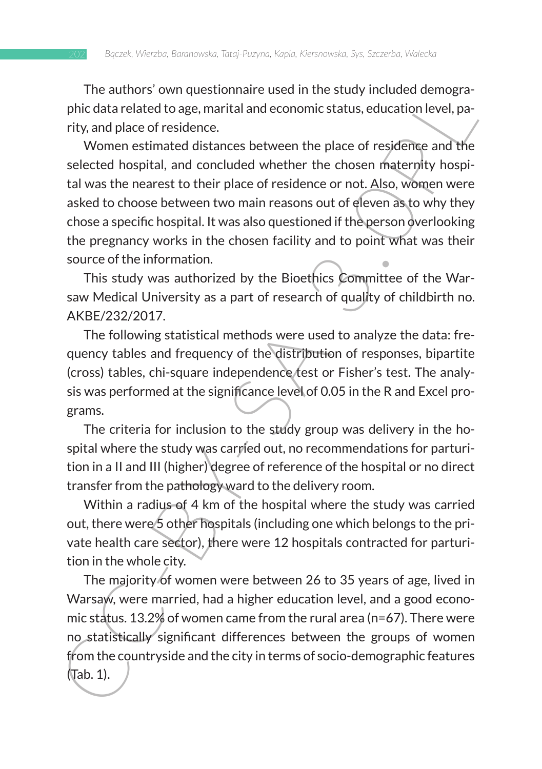The authors' own questionnaire used in the study included demographic data related to age, marital and economic status, education level, parity, and place of residence.

Women estimated distances between the place of residence and the selected hospital, and concluded whether the chosen maternity hospital was the nearest to their place of residence or not. Also, women were asked to choose between two main reasons out of eleven as to why they chose a specific hospital. It was also questioned if the person overlooking the pregnancy works in the chosen facility and to point what was their source of the information.

This study was authorized by the Bioethics Committee of the Warsaw Medical University as a part of research of quality of childbirth no. AKBE/232/2017.

The following statistical methods were used to analyze the data: frequency tables and frequency of the distribution of responses, bipartite (cross) tables, chi-square independence test or Fisher's test. The analysis was performed at the significance level of 0.05 in the R and Excel programs.

The criteria for inclusion to the study group was delivery in the hospital where the study was carried out, no recommendations for parturition in a II and III (higher) degree of reference of the hospital or no direct transfer from the pathology ward to the delivery room.

Within a radius of 4 km of the hospital where the study was carried out, there were 5 other hospitals (including one which belongs to the private health care sector), there were 12 hospitals contracted for parturition in the whole city.

The majority of women were between 26 to 35 years of age, lived in Warsaw, were married, had a higher education level, and a good economic status. 13.2% of women came from the rural area (n=67). There were no statistically significant differences between the groups of women from the countryside and the city in terms of socio-demographic features (Tab. 1).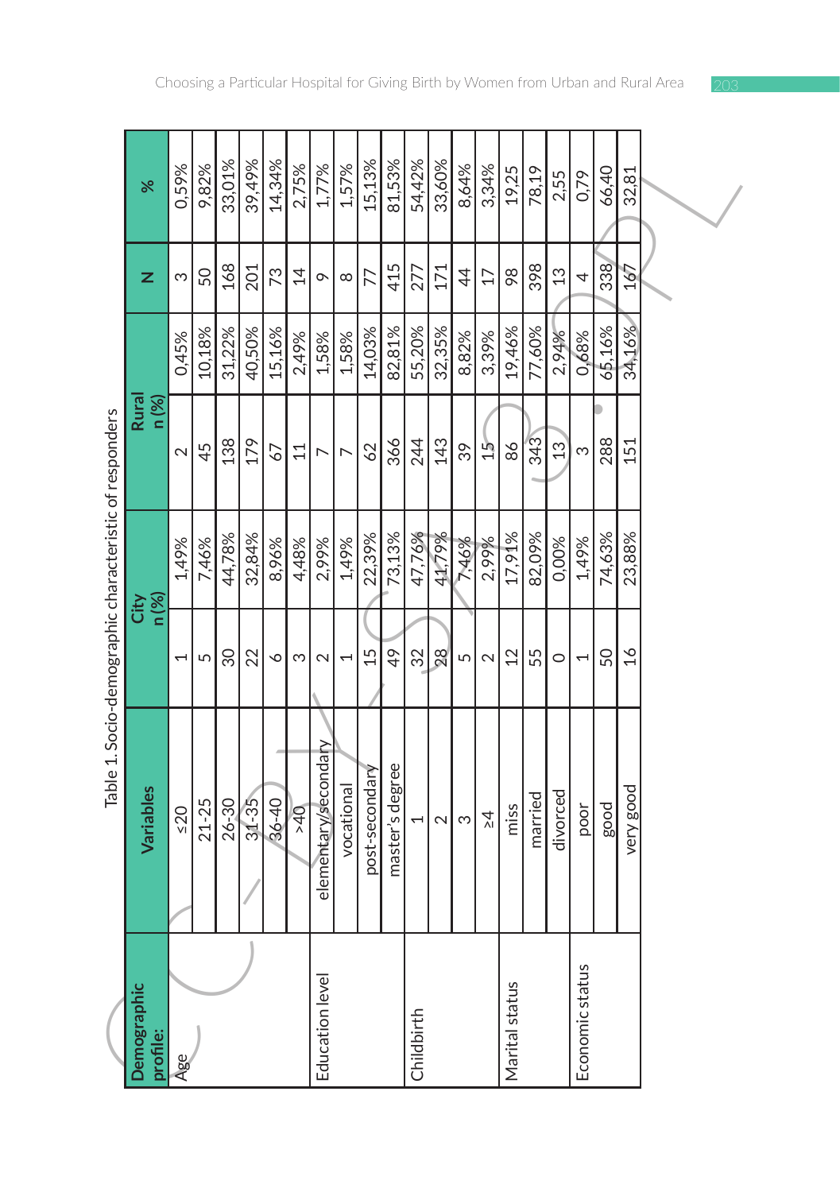Table 1. Socio-demographic characteristic of responders

| Demographic profile: | Variables | City n (%) | | Rural n (%) | | N | % |
|---|---|---|---|---|---|---|---|
| Age | ≤20 | 1 | 1,49% | 2 | 0,45% | 3 | 0,59% |
| | 21-25 | 5 | 7,46% | 45 | 10,18% | 50 | 9,82% |
| | 26-30 | 30 | 44,78% | 138 | 31,22% | 168 | 33,01% |
| | 31-35 | 22 | 32,84% | 179 | 40,50% | 201 | 39,49% |
| | 36-40 | 6 | 8,96% | 67 | 15,16% | 73 | 14,34% |
| | >40 | 3 | 4,48% | 11 | 2,49% | 14 | 2,75% |
| Education level | elementary/secondary | 2 | 2,99% | 7 | 1,58% | 9 | 1,77% |
| | vocational | 1 | 1,49% | 7 | 1,58% | 8 | 1,57% |
| | post-secondary | 15 | 22,39% | 62 | 14,03% | 77 | 15,13% |
| | master's degree | 49 | 73,13% | 366 | 82,81% | 415 | 81,53% |
| Childbirth | 1 | 32 | 47,76% | 244 | 55,20% | 277 | 54,42% |
| | 2 | 28 | 41,79% | 143 | 32,35% | 171 | 33,60% |
| | 3 | 5 | 7,46% | 39 | 8,82% | 44 | 8,64% |
| | ≥4 | 2 | 2,99% | 15 | 3,39% | 17 | 3,34% |
| Marital status | miss | 12 | 17,91% | 86 | 19,46% | 98 | 19,25 |
| | married | 55 | 82,09% | 343 | 77,60% | 398 | 78,19 |
| | divorced | 0 | 0,00% | 13 | 2,94% | 13 | 2,55 |
| Economic status | poor | 1 | 1,49% | 3 | 0,68% | 4 | 0,79 |
| | good | 50 | 74,63% | 288 | 65,16% | 338 | 66,40 |
| | very good | 16 | 23,88% | 151 | 34,16% | 167 | 32,81 |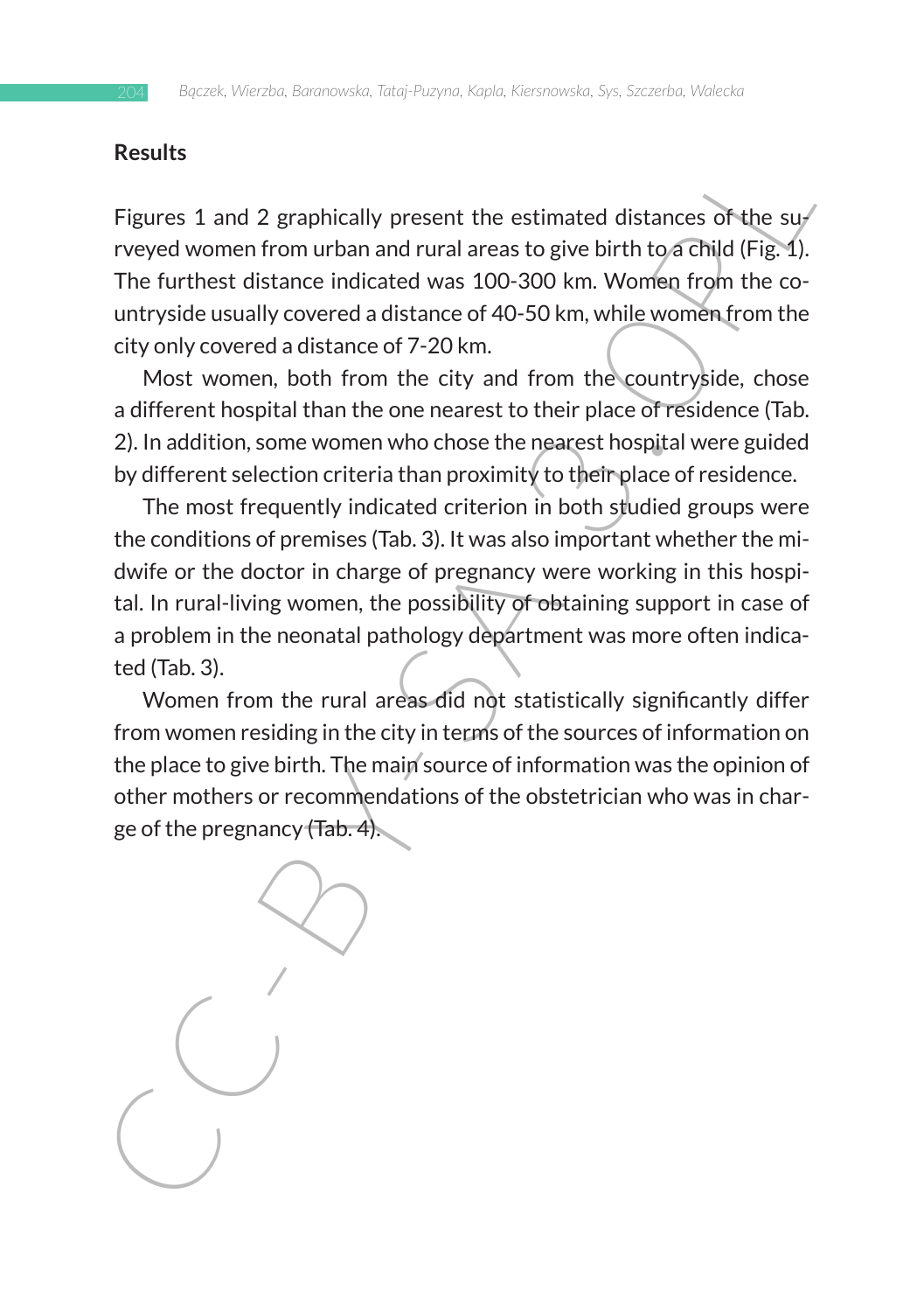## Results

Figures 1 and 2 graphically present the estimated distances of the surveyed women from urban and rural areas to give birth to a child (Fig. 1). The furthest distance indicated was 100-300 km. Women from the countryside usually covered a distance of 40-50 km, while women from the city only covered a distance of 7-20 km.

Most women, both from the city and from the countryside, chose a different hospital than the one nearest to their place of residence (Tab. 2). In addition, some women who chose the nearest hospital were guided by different selection criteria than proximity to their place of residence.

The most frequently indicated criterion in both studied groups were the conditions of premises (Tab. 3). It was also important whether the midwife or the doctor in charge of pregnancy were working in this hospital. In rural-living women, the possibility of obtaining support in case of a problem in the neonatal pathology department was more often indicated (Tab. 3).

Women from the rural areas did not statistically significantly differ from women residing in the city in terms of the sources of information on the place to give birth. The main source of information was the opinion of other mothers or recommendations of the obstetrician who was in charge of the pregnancy (Tab. 4).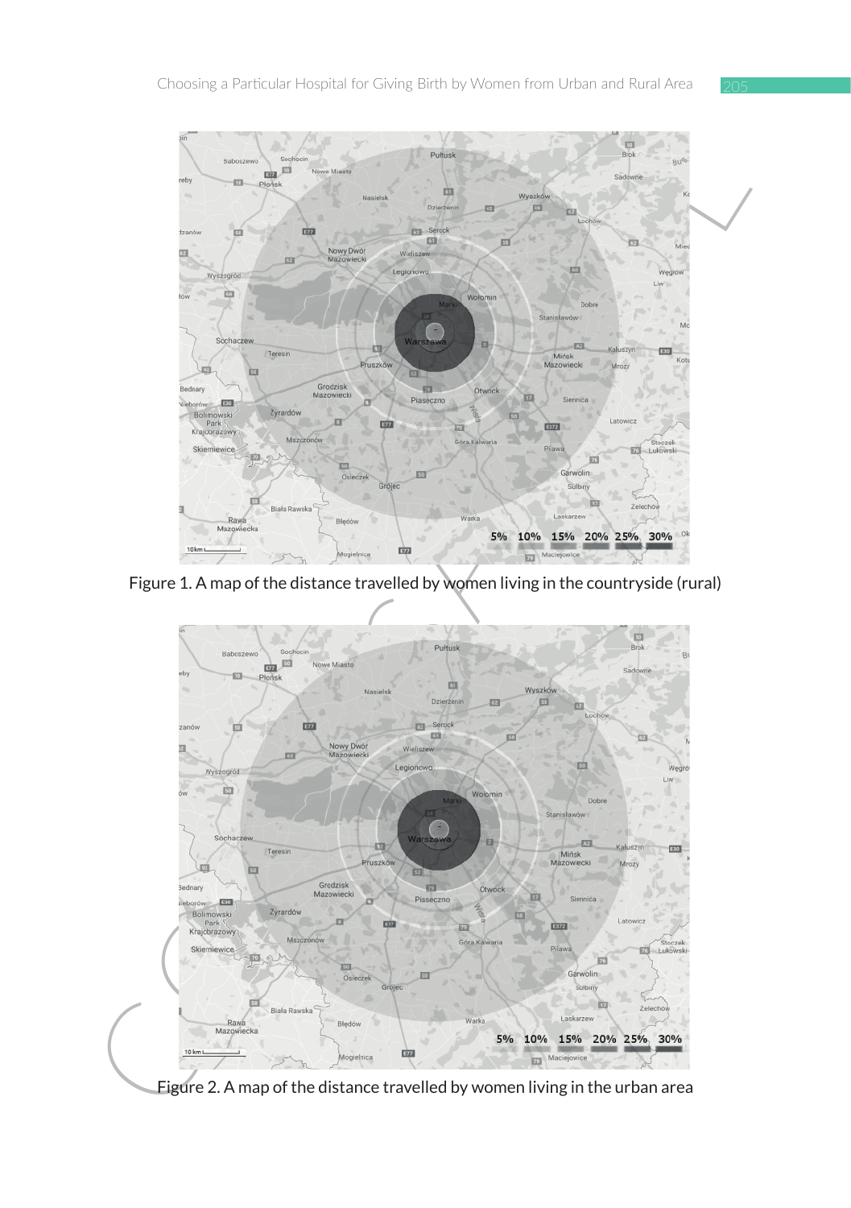Figure 1. A map of the distance travelled by women living in the countryside (rural)

Figure 2. A map of the distance travelled by women living in the urban area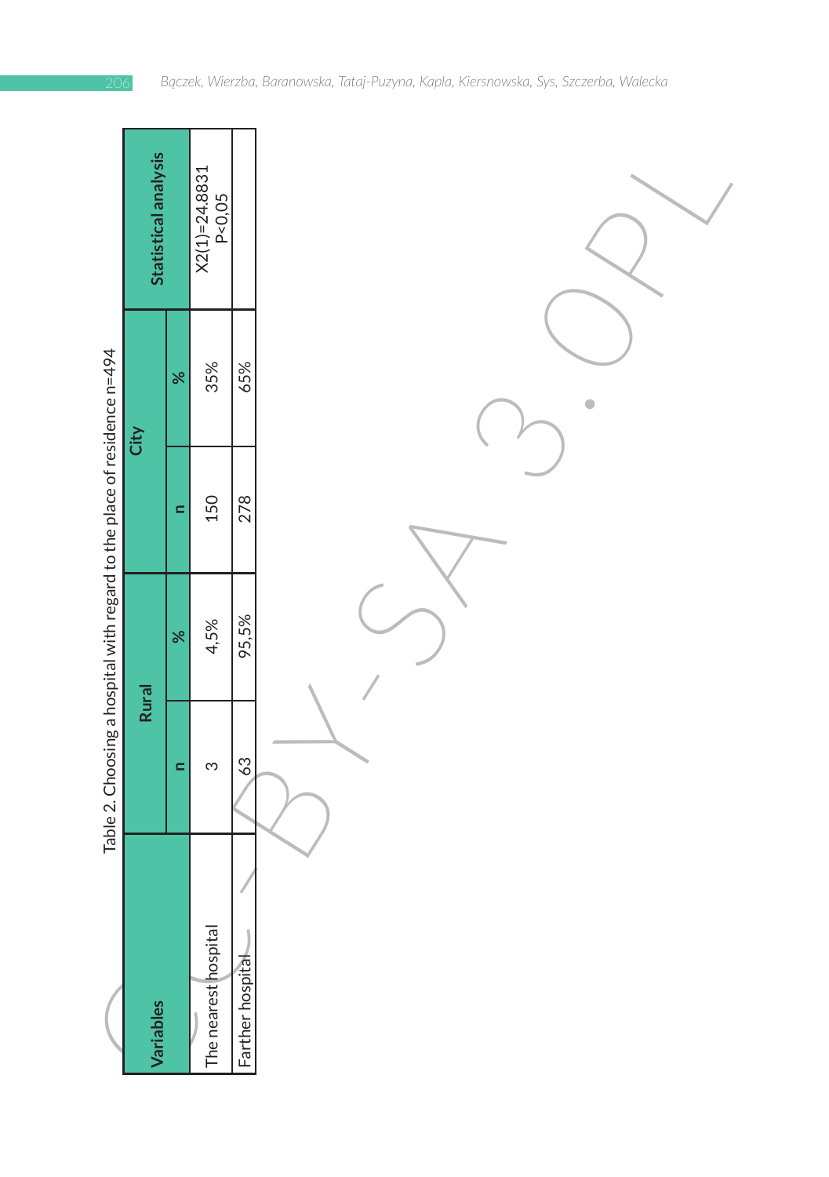Table 2. Choosing a hospital with regard to the place of residence n=494

| Variables | Rural | | City | | Statistical analysis |
|---|---|---|---|---|---|
| | n | % | n | % | |
| The nearest hospital | 3 | 4,5% | 150 | 35% | X2(1)=24.8831 P<0,05 |
| Farther hospital | 63 | 95,5% | 278 | 65% | |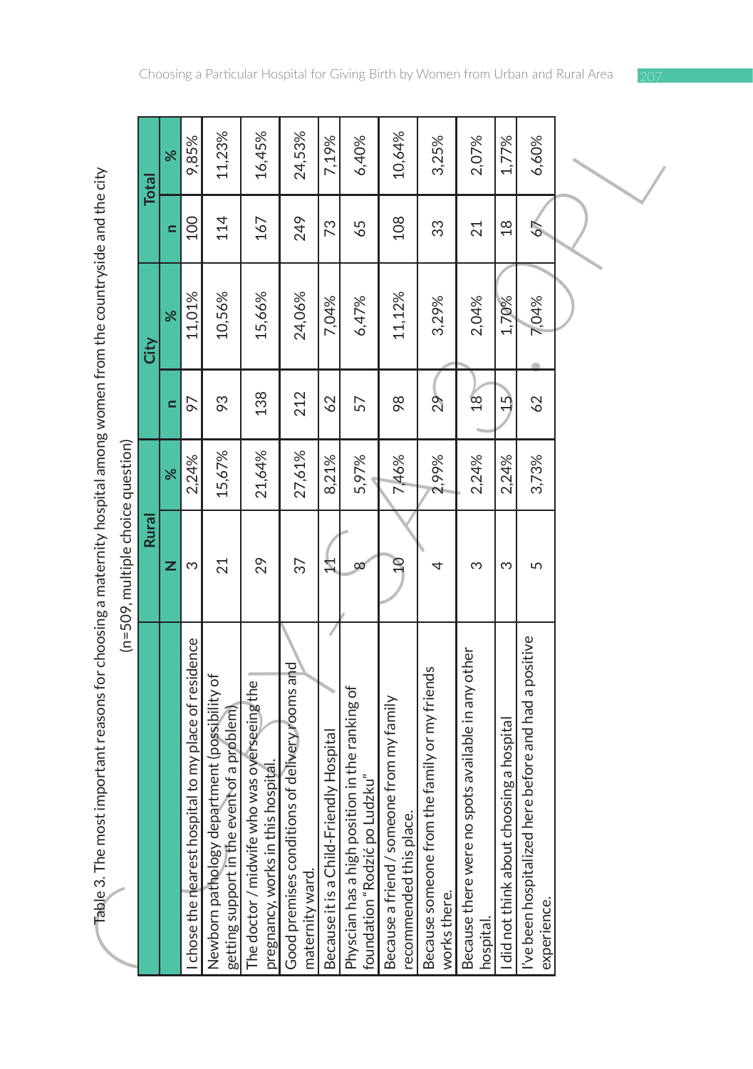Table 3. The most important reasons for choosing a maternity hospital among women from the countryside and the city (n=509, multiple choice question)

| | Rural | | City | | Total | |
|---|---|---|---|---|---|---|
| | N | % | n | % | n | % |
| I chose the nearest hospital to my place of residence | 3 | 2,24% | 97 | 11,01% | 100 | 9,85% |
| Newborn pathology department (possibility of getting support in the event of a problem) | 21 | 15,67% | 93 | 10,56% | 114 | 11,23% |
| The doctor / midwife who was overseeing the pregnancy, works in this hospital. | 29 | 21,64% | 138 | 15,66% | 167 | 16,45% |
| Good premises conditions of delivery rooms and maternity ward. | 37 | 27,61% | 212 | 24,06% | 249 | 24,53% |
| Because it is a Child-Friendly Hospital | 11 | 8,21% | 62 | 7,04% | 73 | 7,19% |
| Physcian has a high position in the ranking of foundation "Rodzić po Ludzku" | 8 | 5,97% | 57 | 6,47% | 65 | 6,40% |
| Because a friend / someone from my family recommended this place. | 10 | 7,46% | 98 | 11,12% | 108 | 10,64% |
| Because someone from the family or my friends works there. | 4 | 2,99% | 29 | 3,29% | 33 | 3,25% |
| Because there were no spots available in any other hospital. | 3 | 2,24% | 18 | 2,04% | 21 | 2,07% |
| I did not think about choosing a hospital | 3 | 2,24% | 15 | 1,70% | 18 | 1,77% |
| I've been hospitalized here before and had a positive experience. | 5 | 3,73% | 62 | 7,04% | 67 | 6,60% |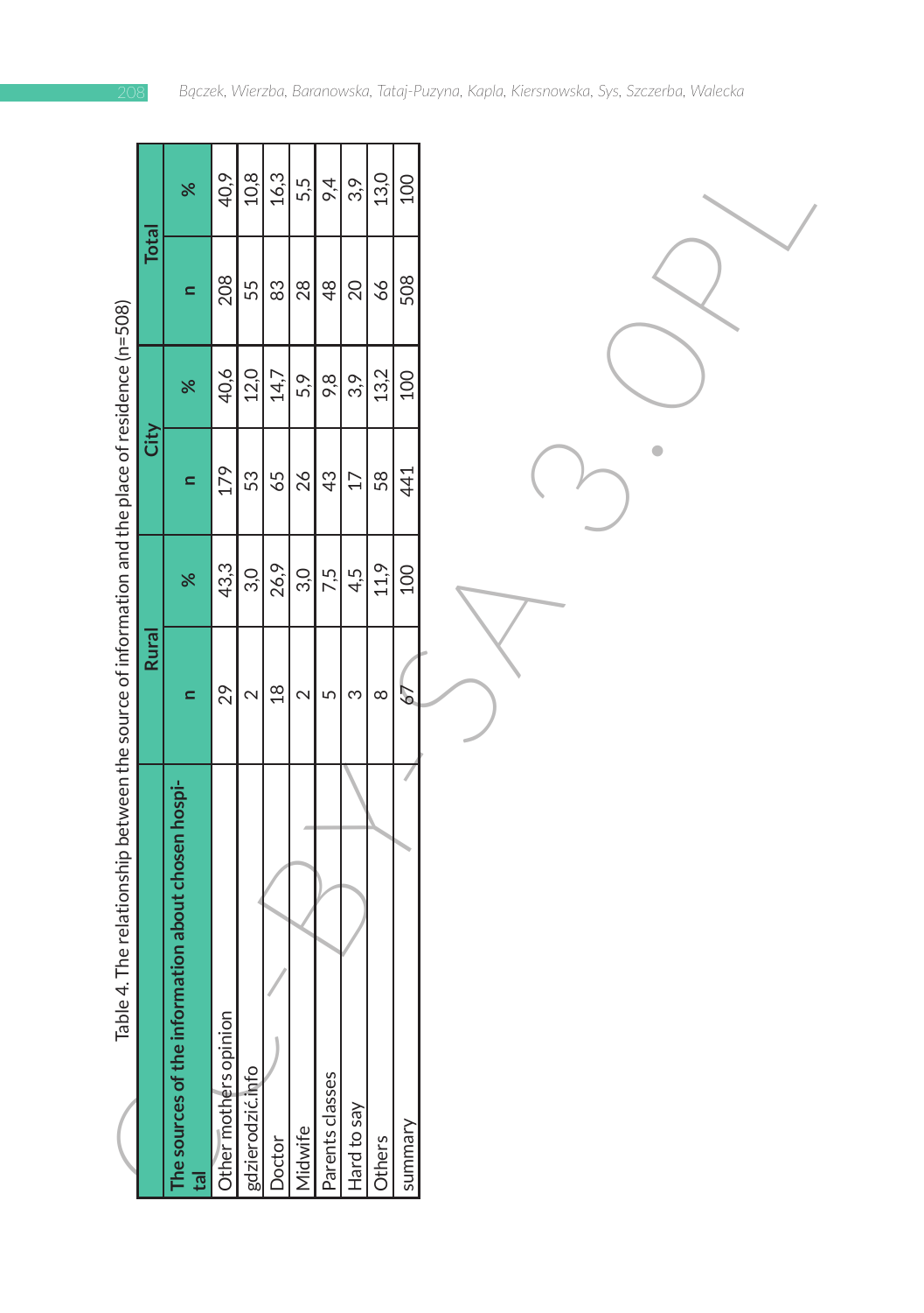Table 4. The relationship between the source of information and the place of residence (n=508)

| The sources of the information about chosen hospital | Rural | | City | | Total | |
|---|---|---|---|---|---|---|
| | n | % | n | % | n | % |
| Other mothers opinion | 29 | 43,3 | 179 | 40,6 | 208 | 40,9 |
| gdzierodzić.info | 2 | 3,0 | 53 | 12,0 | 55 | 10,8 |
| Doctor | 18 | 26,9 | 65 | 14,7 | 83 | 16,3 |
| Midwife | 2 | 3,0 | 26 | 5,9 | 28 | 5,5 |
| Parents classes | 5 | 7,5 | 43 | 9,8 | 48 | 9,4 |
| Hard to say | 3 | 4,5 | 17 | 3,9 | 20 | 3,9 |
| Others | 8 | 11,9 | 58 | 13,2 | 66 | 13,0 |
| summary | 67 | 100 | 441 | 100 | 508 | 100 |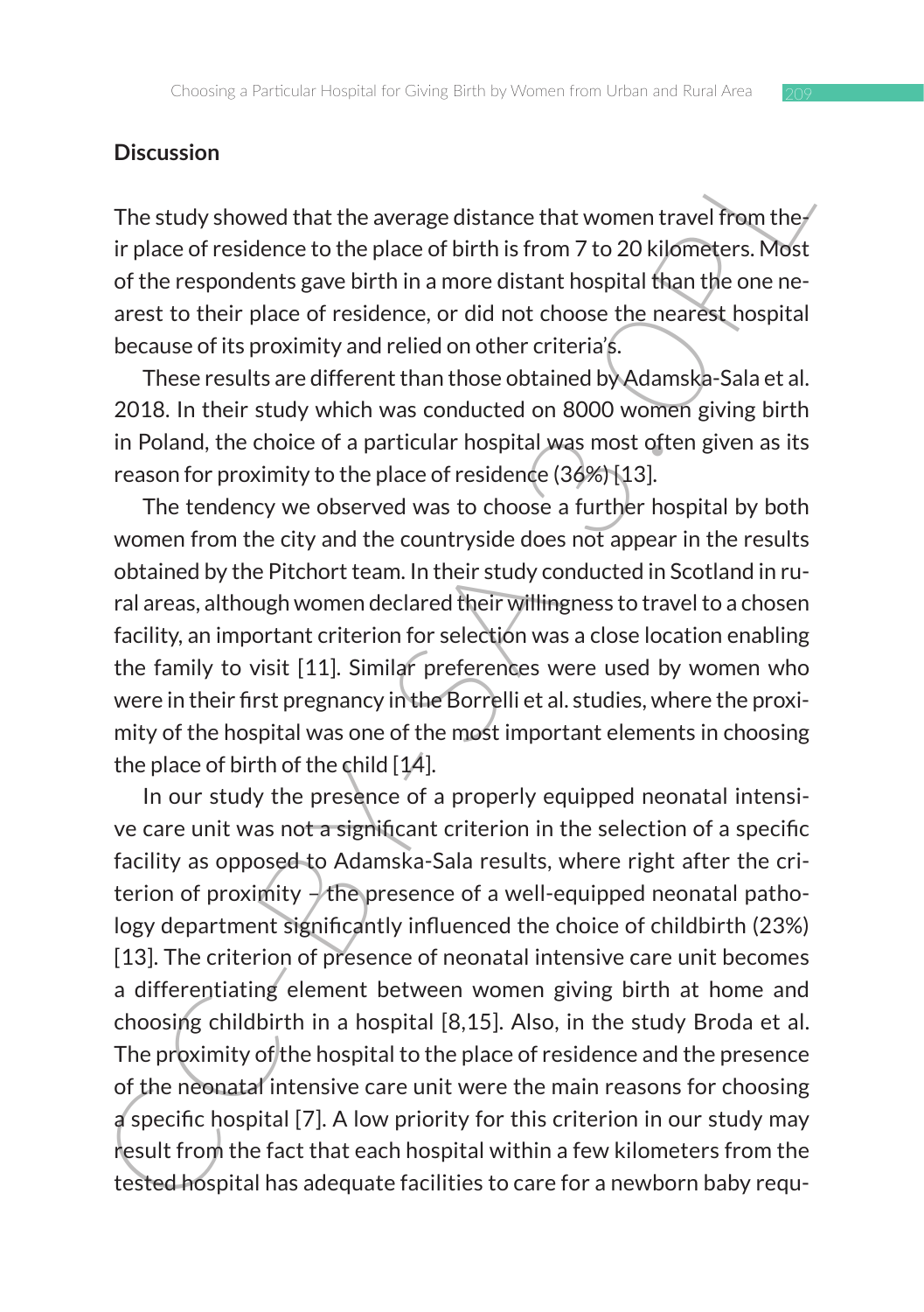## Discussion

The study showed that the average distance that women travel from their place of residence to the place of birth is from 7 to 20 kilometers. Most of the respondents gave birth in a more distant hospital than the one nearest to their place of residence, or did not choose the nearest hospital because of its proximity and relied on other criteria's.

These results are different than those obtained by Adamska-Sala et al. 2018. In their study which was conducted on 8000 women giving birth in Poland, the choice of a particular hospital was most often given as its reason for proximity to the place of residence (36%) [13].

The tendency we observed was to choose a further hospital by both women from the city and the countryside does not appear in the results obtained by the Pitchort team. In their study conducted in Scotland in rural areas, although women declared their willingness to travel to a chosen facility, an important criterion for selection was a close location enabling the family to visit [11]. Similar preferences were used by women who were in their first pregnancy in the Borrelli et al. studies, where the proximity of the hospital was one of the most important elements in choosing the place of birth of the child [14].

In our study the presence of a properly equipped neonatal intensive care unit was not a significant criterion in the selection of a specific facility as opposed to Adamska-Sala results, where right after the criterion of proximity – the presence of a well-equipped neonatal pathology department significantly influenced the choice of childbirth (23%) [13]. The criterion of presence of neonatal intensive care unit becomes a differentiating element between women giving birth at home and choosing childbirth in a hospital [8,15]. Also, in the study Broda et al. The proximity of the hospital to the place of residence and the presence of the neonatal intensive care unit were the main reasons for choosing a specific hospital [7]. A low priority for this criterion in our study may result from the fact that each hospital within a few kilometers from the tested hospital has adequate facilities to care for a newborn baby requ-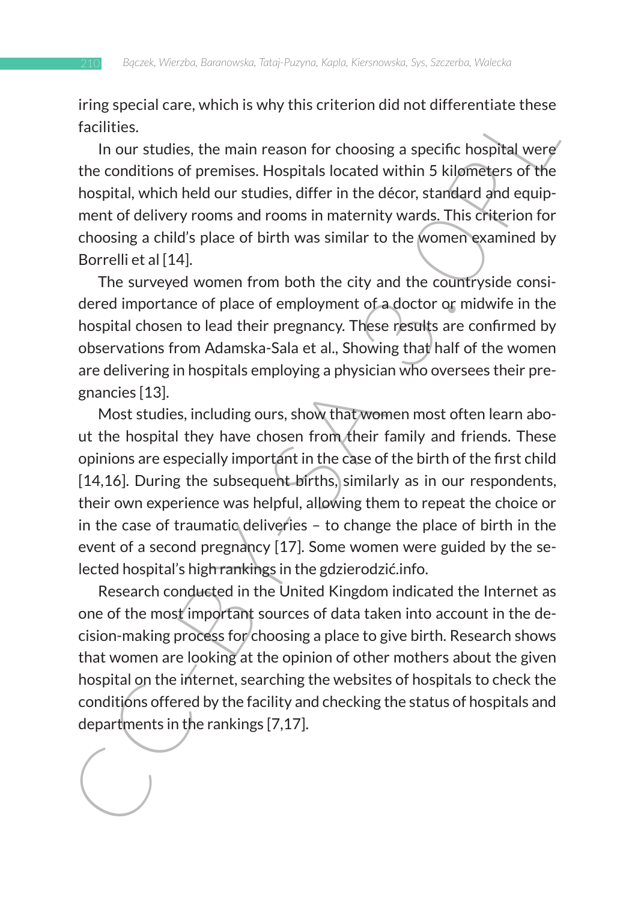iring special care, which is why this criterion did not differentiate these facilities.

In our studies, the main reason for choosing a specific hospital were the conditions of premises. Hospitals located within 5 kilometers of the hospital, which held our studies, differ in the décor, standard and equipment of delivery rooms and rooms in maternity wards. This criterion for choosing a child's place of birth was similar to the women examined by Borrelli et al [14].

The surveyed women from both the city and the countryside considered importance of place of employment of a doctor or midwife in the hospital chosen to lead their pregnancy. These results are confirmed by observations from Adamska-Sala et al., Showing that half of the women are delivering in hospitals employing a physician who oversees their pregnancies [13].

Most studies, including ours, show that women most often learn about the hospital they have chosen from their family and friends. These opinions are especially important in the case of the birth of the first child [14,16]. During the subsequent births, similarly as in our respondents, their own experience was helpful, allowing them to repeat the choice or in the case of traumatic deliveries – to change the place of birth in the event of a second pregnancy [17]. Some women were guided by the selected hospital's high rankings in the gdzierodzić.info.

Research conducted in the United Kingdom indicated the Internet as one of the most important sources of data taken into account in the decision-making process for choosing a place to give birth. Research shows that women are looking at the opinion of other mothers about the given hospital on the internet, searching the websites of hospitals to check the conditions offered by the facility and checking the status of hospitals and departments in the rankings [7,17].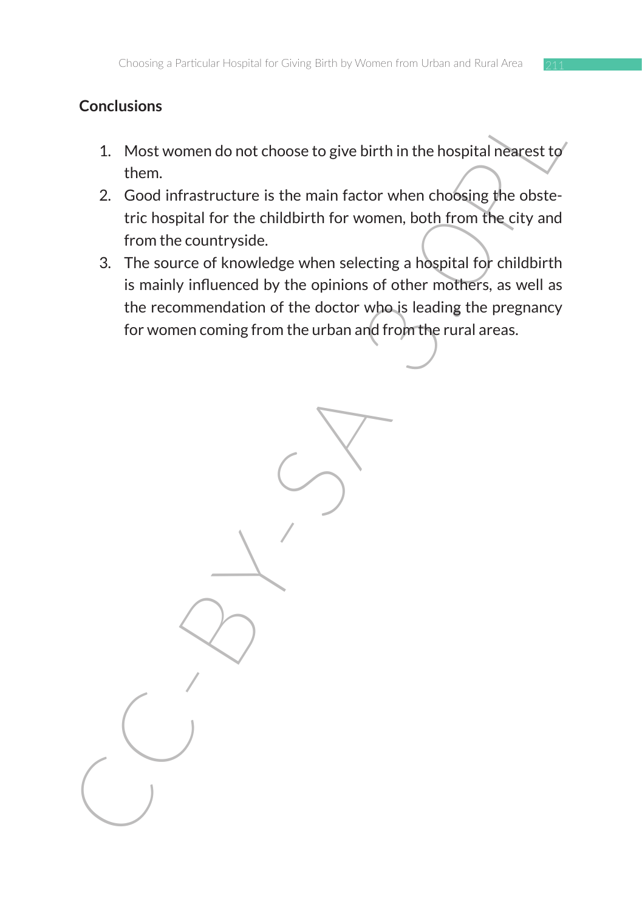## Conclusions

1. Most women do not choose to give birth in the hospital nearest to them.
2. Good infrastructure is the main factor when choosing the obstetric hospital for the childbirth for women, both from the city and from the countryside.
3. The source of knowledge when selecting a hospital for childbirth is mainly influenced by the opinions of other mothers, as well as the recommendation of the doctor who is leading the pregnancy for women coming from the urban and from the rural areas.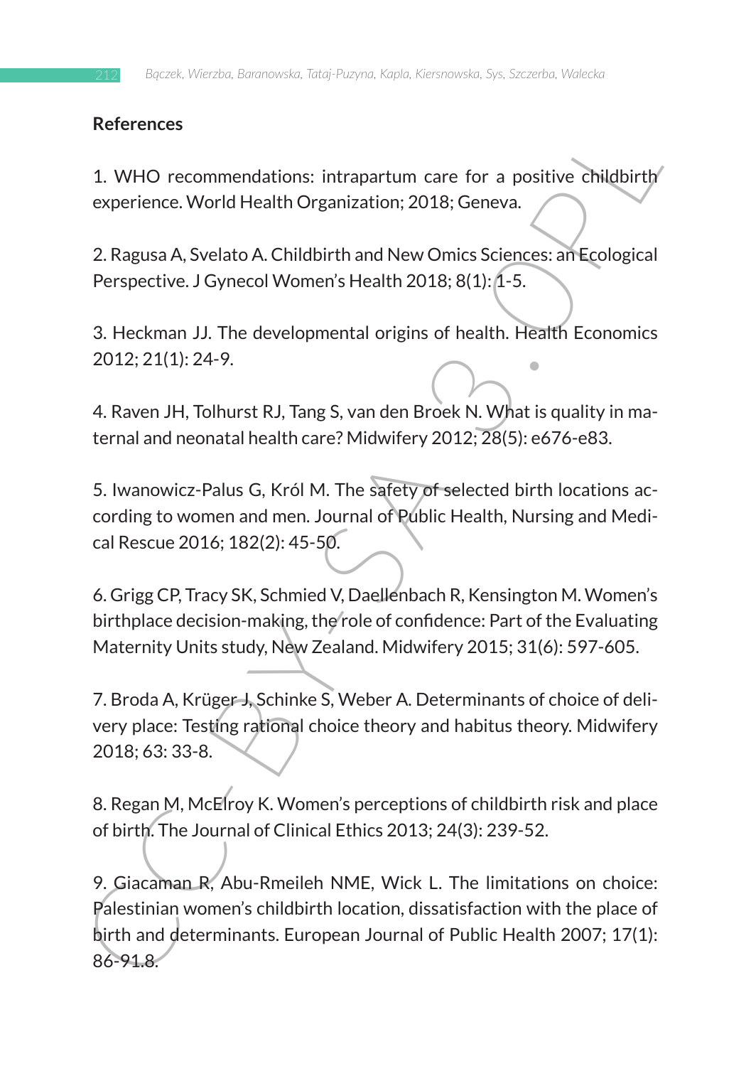**References**

1. WHO recommendations: intrapartum care for a positive childbirth experience. World Health Organization; 2018; Geneva.

2. Ragusa A, Svelato A. Childbirth and New Omics Sciences: an Ecological Perspective. J Gynecol Women's Health 2018; 8(1): 1-5.

3. Heckman JJ. The developmental origins of health. Health Economics 2012; 21(1): 24-9.

4. Raven JH, Tolhurst RJ, Tang S, van den Broek N. What is quality in maternal and neonatal health care? Midwifery 2012; 28(5): e676-e83.

5. Iwanowicz-Palus G, Król M. The safety of selected birth locations according to women and men. Journal of Public Health, Nursing and Medical Rescue 2016; 182(2): 45-50.

6. Grigg CP, Tracy SK, Schmied V, Daellenbach R, Kensington M. Women's birthplace decision-making, the role of confidence: Part of the Evaluating Maternity Units study, New Zealand. Midwifery 2015; 31(6): 597-605.

7. Broda A, Krüger J, Schinke S, Weber A. Determinants of choice of delivery place: Testing rational choice theory and habitus theory. Midwifery 2018; 63: 33-8.

8. Regan M, McElroy K. Women's perceptions of childbirth risk and place of birth. The Journal of Clinical Ethics 2013; 24(3): 239-52.

9. Giacaman R, Abu-Rmeileh NME, Wick L. The limitations on choice: Palestinian women's childbirth location, dissatisfaction with the place of birth and determinants. European Journal of Public Health 2007; 17(1): 86-91.8.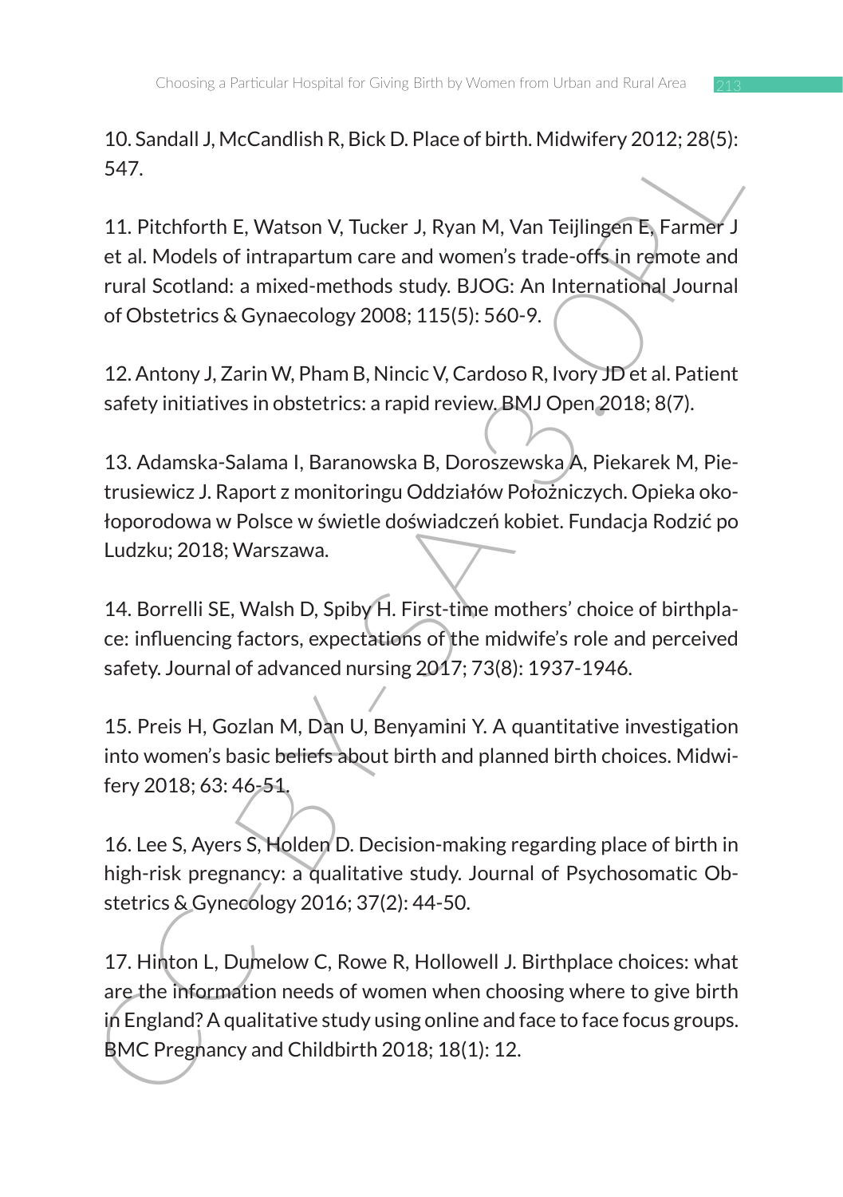10. Sandall J, McCandlish R, Bick D. Place of birth. Midwifery 2012; 28(5): 547.

11. Pitchforth E, Watson V, Tucker J, Ryan M, Van Teijlingen E, Farmer J et al. Models of intrapartum care and women's trade-offs in remote and rural Scotland: a mixed-methods study. BJOG: An International Journal of Obstetrics & Gynaecology 2008; 115(5): 560-9.

12. Antony J, Zarin W, Pham B, Nincic V, Cardoso R, Ivory JD et al. Patient safety initiatives in obstetrics: a rapid review. BMJ Open 2018; 8(7).

13. Adamska-Salama I, Baranowska B, Doroszewska A, Piekarek M, Pietrusiewicz J. Raport z monitoringu Oddziałów Położniczych. Opieka okołoporodowa w Polsce w świetle doświadczeń kobiet. Fundacja Rodzić po Ludzku; 2018; Warszawa.

14. Borrelli SE, Walsh D, Spiby H. First-time mothers' choice of birthplace: influencing factors, expectations of the midwife's role and perceived safety. Journal of advanced nursing 2017; 73(8): 1937-1946.

15. Preis H, Gozlan M, Dan U, Benyamini Y. A quantitative investigation into women's basic beliefs about birth and planned birth choices. Midwifery 2018; 63: 46-51.

16. Lee S, Ayers S, Holden D. Decision-making regarding place of birth in high-risk pregnancy: a qualitative study. Journal of Psychosomatic Obstetrics & Gynecology 2016; 37(2): 44-50.

17. Hinton L, Dumelow C, Rowe R, Hollowell J. Birthplace choices: what are the information needs of women when choosing where to give birth in England? A qualitative study using online and face to face focus groups. BMC Pregnancy and Childbirth 2018; 18(1): 12.